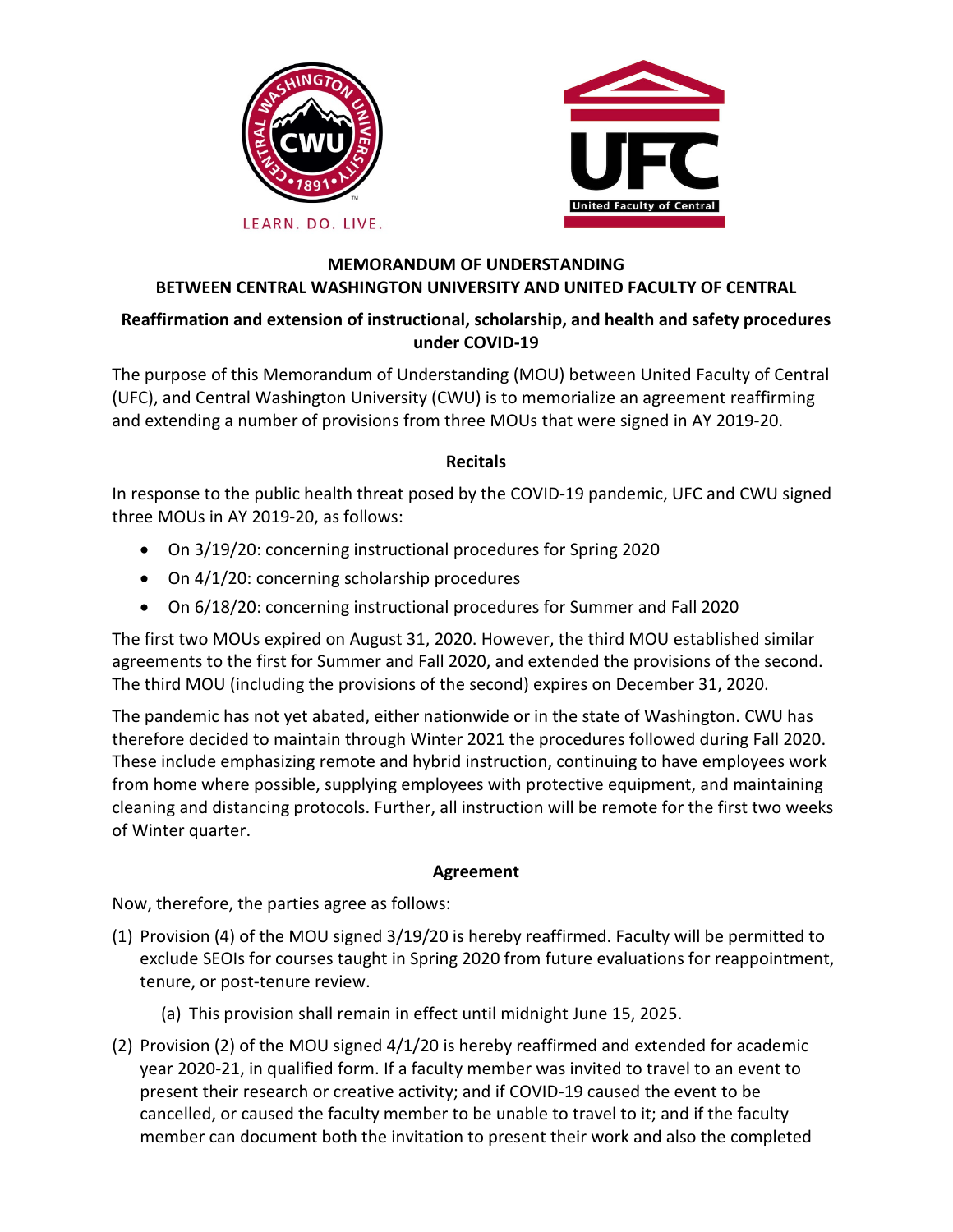# MEMORANDUM OF UNDERSTANDING
# BETWEEN CENTRAL WASHINGTON UNIVERSITY AND UNITED FACULTY OF CENTRAL

## Reaffirmation and extension of instructional, scholarship, and health and safety procedures under COVID-19

The purpose of this Memorandum of Understanding (MOU) between United Faculty of Central (UFC), and Central Washington University (CWU) is to memorialize an agreement reaffirming and extending a number of provisions from three MOUs that were signed in AY 2019-20.

### Recitals

In response to the public health threat posed by the COVID-19 pandemic, UFC and CWU signed three MOUs in AY 2019-20, as follows:

- On 3/19/20: concerning instructional procedures for Spring 2020
- On 4/1/20: concerning scholarship procedures
- On 6/18/20: concerning instructional procedures for Summer and Fall 2020

The first two MOUs expired on August 31, 2020. However, the third MOU established similar agreements to the first for Summer and Fall 2020, and extended the provisions of the second. The third MOU (including the provisions of the second) expires on December 31, 2020.

The pandemic has not yet abated, either nationwide or in the state of Washington. CWU has therefore decided to maintain through Winter 2021 the procedures followed during Fall 2020. These include emphasizing remote and hybrid instruction, continuing to have employees work from home where possible, supplying employees with protective equipment, and maintaining cleaning and distancing protocols. Further, all instruction will be remote for the first two weeks of Winter quarter.

### Agreement

Now, therefore, the parties agree as follows:

(1) Provision (4) of the MOU signed 3/19/20 is hereby reaffirmed. Faculty will be permitted to exclude SEOIs for courses taught in Spring 2020 from future evaluations for reappointment, tenure, or post-tenure review.

  (a) This provision shall remain in effect until midnight June 15, 2025.

(2) Provision (2) of the MOU signed 4/1/20 is hereby reaffirmed and extended for academic year 2020-21, in qualified form. If a faculty member was invited to travel to an event to present their research or creative activity; and if COVID-19 caused the event to be cancelled, or caused the faculty member to be unable to travel to it; and if the faculty member can document both the invitation to present their work and also the completed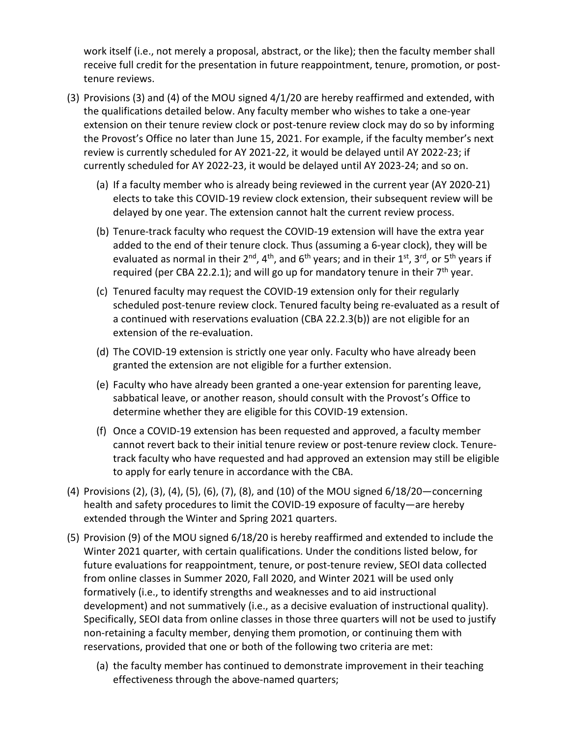work itself (i.e., not merely a proposal, abstract, or the like); then the faculty member shall receive full credit for the presentation in future reappointment, tenure, promotion, or post-tenure reviews.

(3) Provisions (3) and (4) of the MOU signed 4/1/20 are hereby reaffirmed and extended, with the qualifications detailed below. Any faculty member who wishes to take a one-year extension on their tenure review clock or post-tenure review clock may do so by informing the Provost's Office no later than June 15, 2021. For example, if the faculty member's next review is currently scheduled for AY 2021-22, it would be delayed until AY 2022-23; if currently scheduled for AY 2022-23, it would be delayed until AY 2023-24; and so on.

   (a) If a faculty member who is already being reviewed in the current year (AY 2020-21) elects to take this COVID-19 review clock extension, their subsequent review will be delayed by one year. The extension cannot halt the current review process.

   (b) Tenure-track faculty who request the COVID-19 extension will have the extra year added to the end of their tenure clock. Thus (assuming a 6-year clock), they will be evaluated as normal in their 2nd, 4th, and 6th years; and in their 1st, 3rd, or 5th years if required (per CBA 22.2.1); and will go up for mandatory tenure in their 7th year.

   (c) Tenured faculty may request the COVID-19 extension only for their regularly scheduled post-tenure review clock. Tenured faculty being re-evaluated as a result of a continued with reservations evaluation (CBA 22.2.3(b)) are not eligible for an extension of the re-evaluation.

   (d) The COVID-19 extension is strictly one year only. Faculty who have already been granted the extension are not eligible for a further extension.

   (e) Faculty who have already been granted a one-year extension for parenting leave, sabbatical leave, or another reason, should consult with the Provost's Office to determine whether they are eligible for this COVID-19 extension.

   (f) Once a COVID-19 extension has been requested and approved, a faculty member cannot revert back to their initial tenure review or post-tenure review clock. Tenure-track faculty who have requested and had approved an extension may still be eligible to apply for early tenure in accordance with the CBA.

(4) Provisions (2), (3), (4), (5), (6), (7), (8), and (10) of the MOU signed 6/18/20—concerning health and safety procedures to limit the COVID-19 exposure of faculty—are hereby extended through the Winter and Spring 2021 quarters.

(5) Provision (9) of the MOU signed 6/18/20 is hereby reaffirmed and extended to include the Winter 2021 quarter, with certain qualifications. Under the conditions listed below, for future evaluations for reappointment, tenure, or post-tenure review, SEOI data collected from online classes in Summer 2020, Fall 2020, and Winter 2021 will be used only formatively (i.e., to identify strengths and weaknesses and to aid instructional development) and not summatively (i.e., as a decisive evaluation of instructional quality). Specifically, SEOI data from online classes in those three quarters will not be used to justify non-retaining a faculty member, denying them promotion, or continuing them with reservations, provided that one or both of the following two criteria are met:

   (a) the faculty member has continued to demonstrate improvement in their teaching effectiveness through the above-named quarters;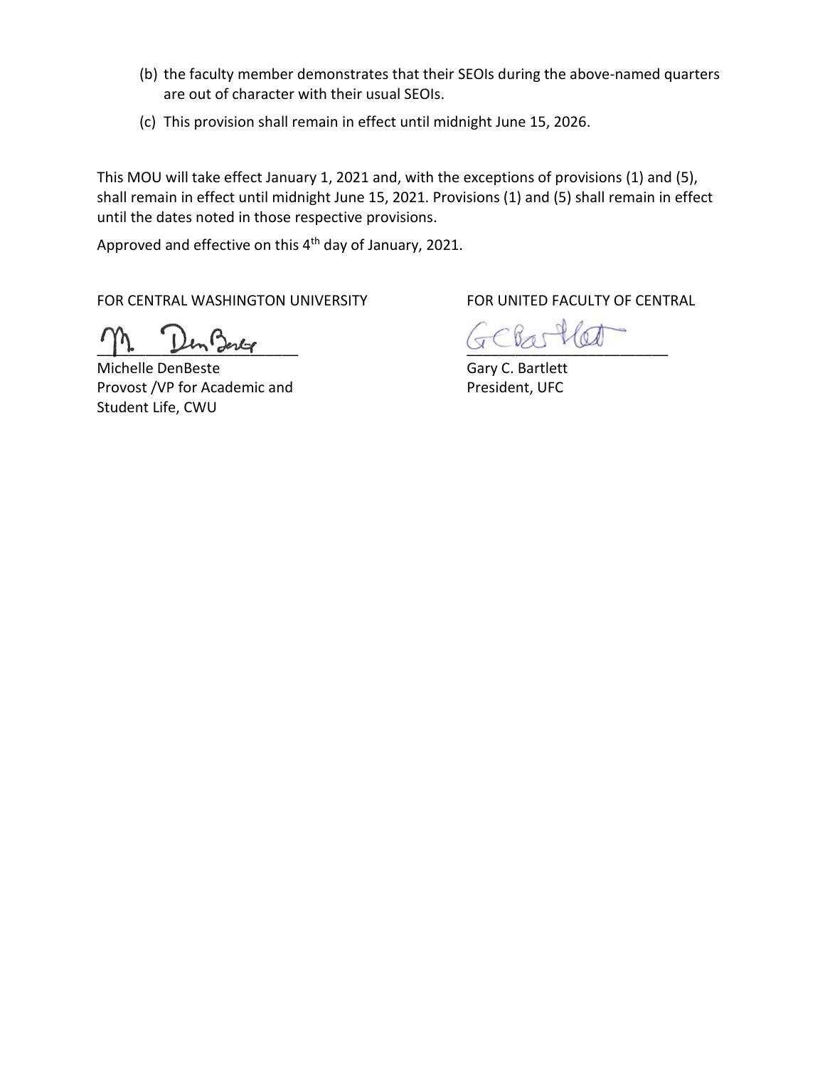(b) the faculty member demonstrates that their SEOIs during the above-named quarters are out of character with their usual SEOIs.

(c) This provision shall remain in effect until midnight June 15, 2026.

This MOU will take effect January 1, 2021 and, with the exceptions of provisions (1) and (5), shall remain in effect until midnight June 15, 2021. Provisions (1) and (5) shall remain in effect until the dates noted in those respective provisions.

Approved and effective on this 4th day of January, 2021.

FOR CENTRAL WASHINGTON UNIVERSITY

M. DenBeste

Michelle DenBeste
Provost /VP for Academic and Student Life, CWU

FOR UNITED FACULTY OF CENTRAL

G C Bartlett

Gary C. Bartlett
President, UFC